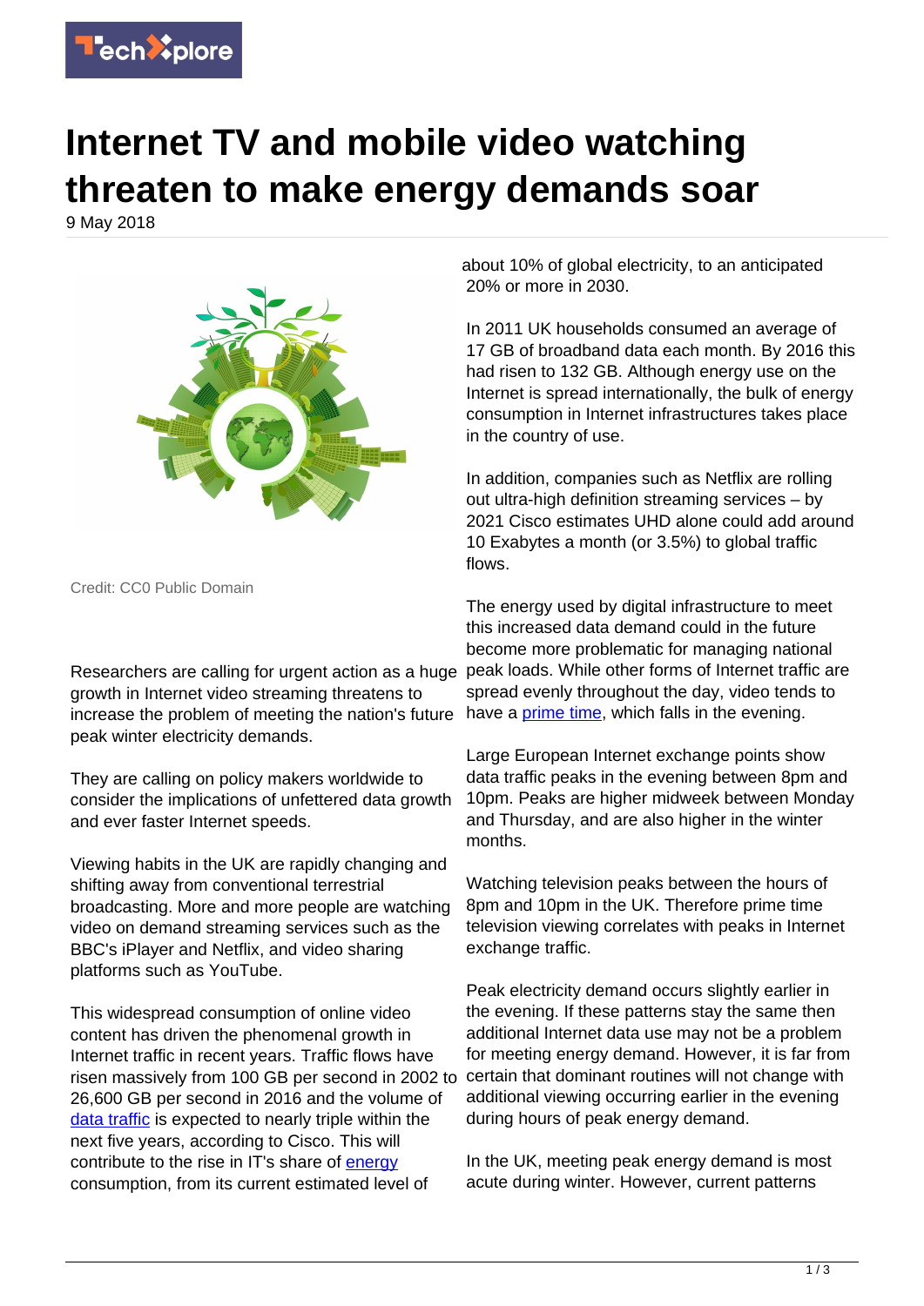# Internet TV and mobile video watching threaten to make energy demands soar

9 May 2018

Credit: CC0 Public Domain

Researchers are calling for urgent action as a huge growth in Internet video streaming threatens to increase the problem of meeting the nation's future peak winter electricity demands.

They are calling on policy makers worldwide to consider the implications of unfettered data growth and ever faster Internet speeds.

Viewing habits in the UK are rapidly changing and shifting away from conventional terrestrial broadcasting. More and more people are watching video on demand streaming services such as the BBC's iPlayer and Netflix, and video sharing platforms such as YouTube.

This widespread consumption of online video content has driven the phenomenal growth in Internet traffic in recent years. Traffic flows have risen massively from 100 GB per second in 2002 to 26,600 GB per second in 2016 and the volume of data traffic is expected to nearly triple within the next five years, according to Cisco. This will contribute to the rise in IT's share of energy consumption, from its current estimated level of about 10% of global electricity, to an anticipated 20% or more in 2030.

In 2011 UK households consumed an average of 17 GB of broadband data each month. By 2016 this had risen to 132 GB. Although energy use on the Internet is spread internationally, the bulk of energy consumption in Internet infrastructures takes place in the country of use.

In addition, companies such as Netflix are rolling out ultra-high definition streaming services – by 2021 Cisco estimates UHD alone could add around 10 Exabytes a month (or 3.5%) to global traffic flows.

The energy used by digital infrastructure to meet this increased data demand could in the future become more problematic for managing national peak loads. While other forms of Internet traffic are spread evenly throughout the day, video tends to have a prime time, which falls in the evening.

Large European Internet exchange points show data traffic peaks in the evening between 8pm and 10pm. Peaks are higher midweek between Monday and Thursday, and are also higher in the winter months.

Watching television peaks between the hours of 8pm and 10pm in the UK. Therefore prime time television viewing correlates with peaks in Internet exchange traffic.

Peak electricity demand occurs slightly earlier in the evening. If these patterns stay the same then additional Internet data use may not be a problem for meeting energy demand. However, it is far from certain that dominant routines will not change with additional viewing occurring earlier in the evening during hours of peak energy demand.

In the UK, meeting peak energy demand is most acute during winter. However, current patterns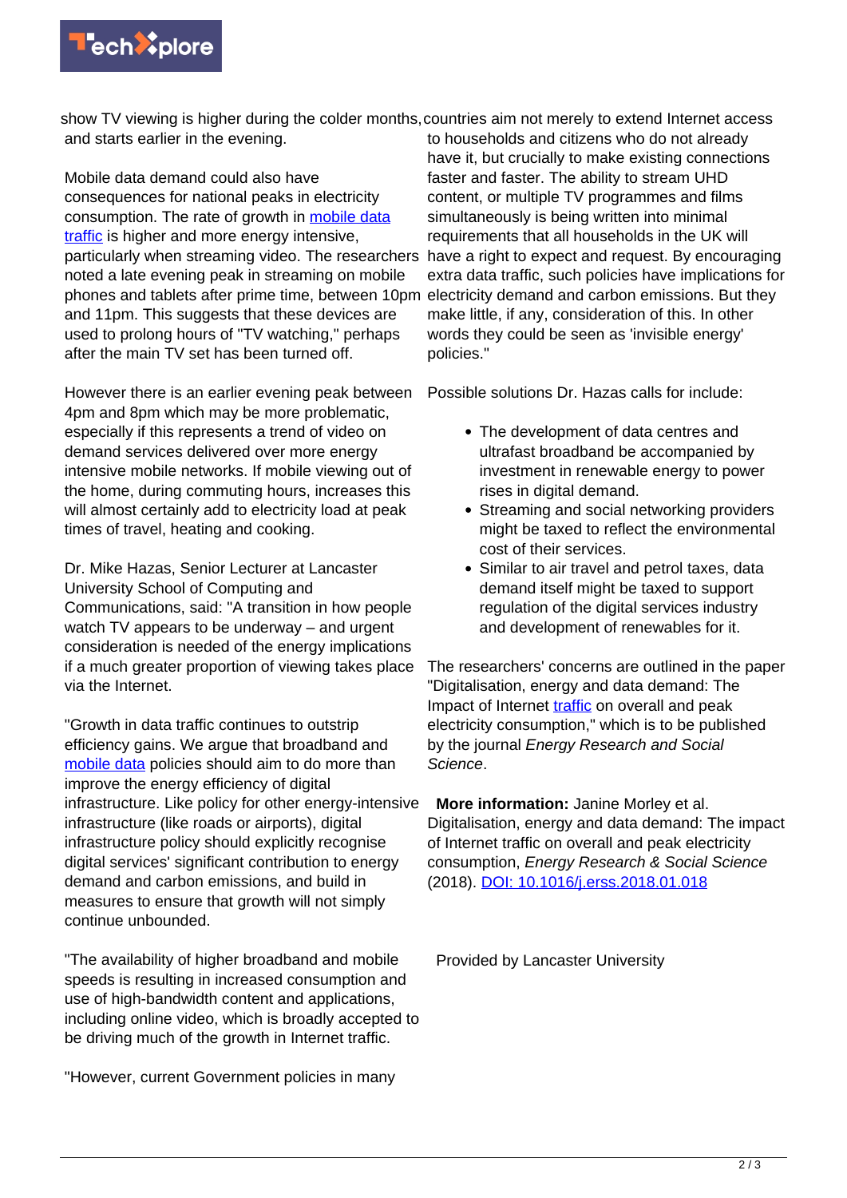show TV viewing is higher during the colder months, and starts earlier in the evening.

Mobile data demand could also have consequences for national peaks in electricity consumption. The rate of growth in mobile data traffic is higher and more energy intensive, particularly when streaming video. The researchers noted a late evening peak in streaming on mobile phones and tablets after prime time, between 10pm and 11pm. This suggests that these devices are used to prolong hours of "TV watching," perhaps after the main TV set has been turned off.

However there is an earlier evening peak between 4pm and 8pm which may be more problematic, especially if this represents a trend of video on demand services delivered over more energy intensive mobile networks. If mobile viewing out of the home, during commuting hours, increases this will almost certainly add to electricity load at peak times of travel, heating and cooking.

Dr. Mike Hazas, Senior Lecturer at Lancaster University School of Computing and Communications, said: "A transition in how people watch TV appears to be underway – and urgent consideration is needed of the energy implications if a much greater proportion of viewing takes place via the Internet.

"Growth in data traffic continues to outstrip efficiency gains. We argue that broadband and mobile data policies should aim to do more than improve the energy efficiency of digital infrastructure. Like policy for other energy-intensive infrastructure (like roads or airports), digital infrastructure policy should explicitly recognise digital services' significant contribution to energy demand and carbon emissions, and build in measures to ensure that growth will not simply continue unbounded.

"The availability of higher broadband and mobile speeds is resulting in increased consumption and use of high-bandwidth content and applications, including online video, which is broadly accepted to be driving much of the growth in Internet traffic.

"However, current Government policies in many countries aim not merely to extend Internet access to households and citizens who do not already have it, but crucially to make existing connections faster and faster. The ability to stream UHD content, or multiple TV programmes and films simultaneously is being written into minimal requirements that all households in the UK will have a right to expect and request. By encouraging extra data traffic, such policies have implications for electricity demand and carbon emissions. But they make little, if any, consideration of this. In other words they could be seen as 'invisible energy' policies."

Possible solutions Dr. Hazas calls for include:

- The development of data centres and ultrafast broadband be accompanied by investment in renewable energy to power rises in digital demand.
- Streaming and social networking providers might be taxed to reflect the environmental cost of their services.
- Similar to air travel and petrol taxes, data demand itself might be taxed to support regulation of the digital services industry and development of renewables for it.

The researchers' concerns are outlined in the paper "Digitalisation, energy and data demand: The Impact of Internet traffic on overall and peak electricity consumption," which is to be published by the journal *Energy Research and Social Science*.

**More information:** Janine Morley et al. Digitalisation, energy and data demand: The impact of Internet traffic on overall and peak electricity consumption, *Energy Research & Social Science* (2018). DOI: 10.1016/j.erss.2018.01.018

Provided by Lancaster University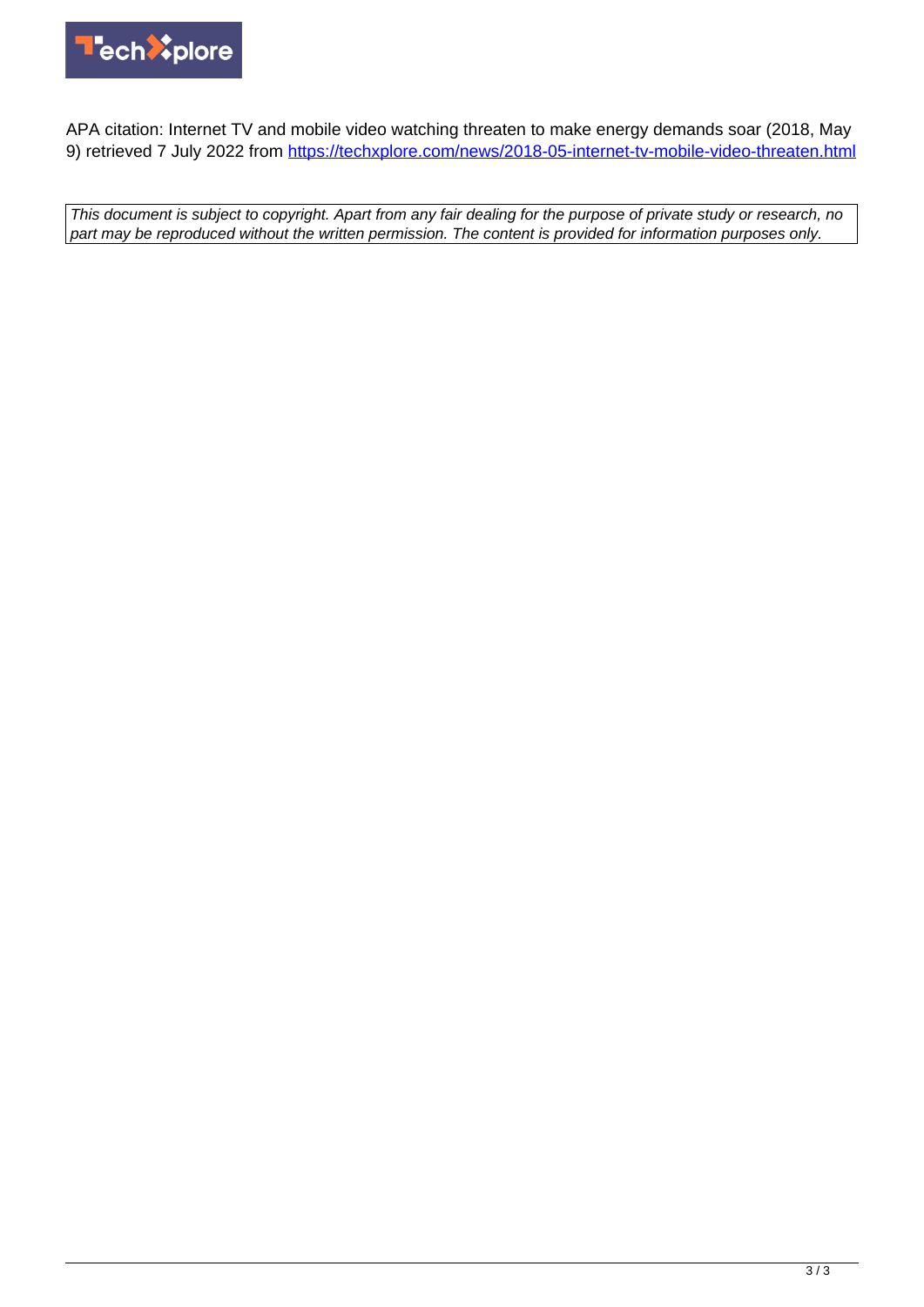APA citation: Internet TV and mobile video watching threaten to make energy demands soar (2018, May 9) retrieved 7 July 2022 from https://techxplore.com/news/2018-05-internet-tv-mobile-video-threaten.html

*This document is subject to copyright. Apart from any fair dealing for the purpose of private study or research, no part may be reproduced without the written permission. The content is provided for information purposes only.*